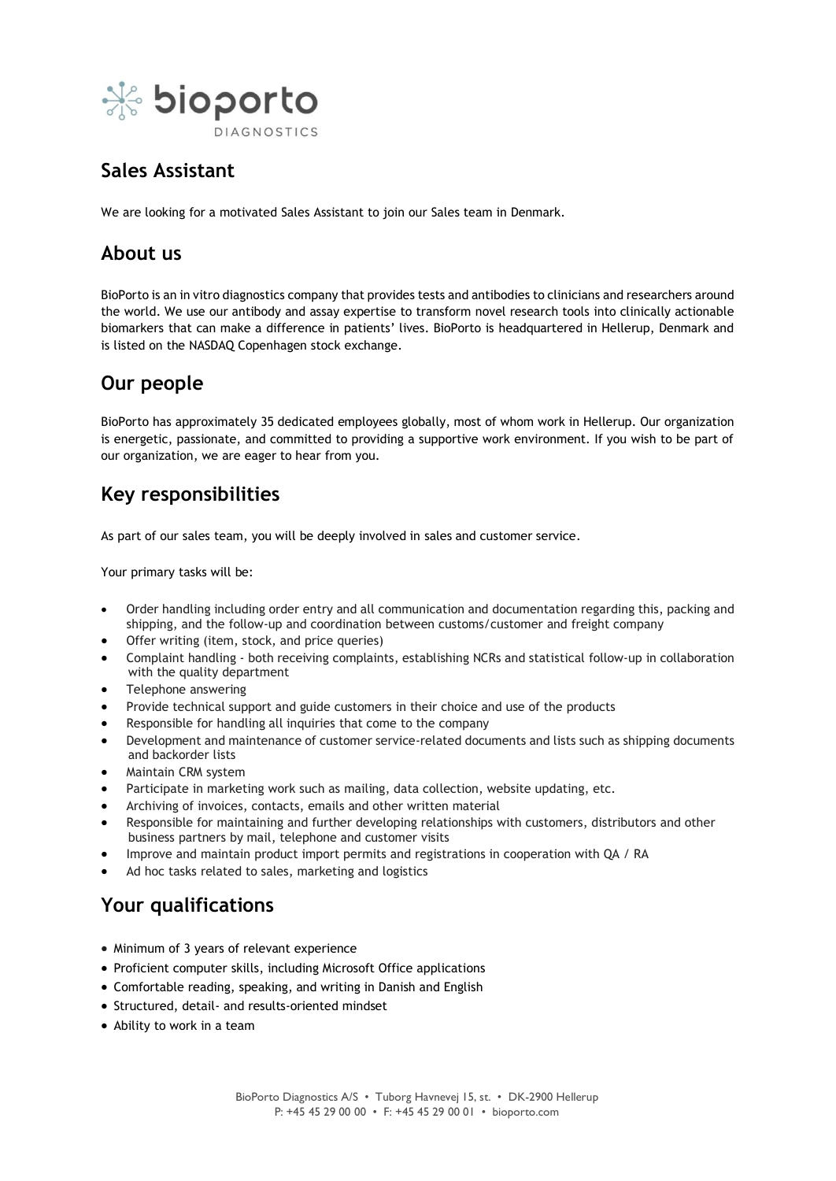# Sales Assistant

We are looking for a motivated Sales Assistant to join our Sales team in Denmark.

## About us

BioPorto is an in vitro diagnostics company that provides tests and antibodies to clinicians and researchers around the world. We use our antibody and assay expertise to transform novel research tools into clinically actionable biomarkers that can make a difference in patients' lives. BioPorto is headquartered in Hellerup, Denmark and is listed on the NASDAQ Copenhagen stock exchange.

## Our people

BioPorto has approximately 35 dedicated employees globally, most of whom work in Hellerup. Our organization is energetic, passionate, and committed to providing a supportive work environment. If you wish to be part of our organization, we are eager to hear from you.

## Key responsibilities

As part of our sales team, you will be deeply involved in sales and customer service.

Your primary tasks will be:

- Order handling including order entry and all communication and documentation regarding this, packing and shipping, and the follow-up and coordination between customs/customer and freight company
- Offer writing (item, stock, and price queries)
- Complaint handling - both receiving complaints, establishing NCRs and statistical follow-up in collaboration with the quality department
- Telephone answering
- Provide technical support and guide customers in their choice and use of the products
- Responsible for handling all inquiries that come to the company
- Development and maintenance of customer service-related documents and lists such as shipping documents and backorder lists
- Maintain CRM system
- Participate in marketing work such as mailing, data collection, website updating, etc.
- Archiving of invoices, contacts, emails and other written material
- Responsible for maintaining and further developing relationships with customers, distributors and other business partners by mail, telephone and customer visits
- Improve and maintain product import permits and registrations in cooperation with QA / RA
- Ad hoc tasks related to sales, marketing and logistics

## Your qualifications

- Minimum of 3 years of relevant experience
- Proficient computer skills, including Microsoft Office applications
- Comfortable reading, speaking, and writing in Danish and English
- Structured, detail- and results-oriented mindset
- Ability to work in a team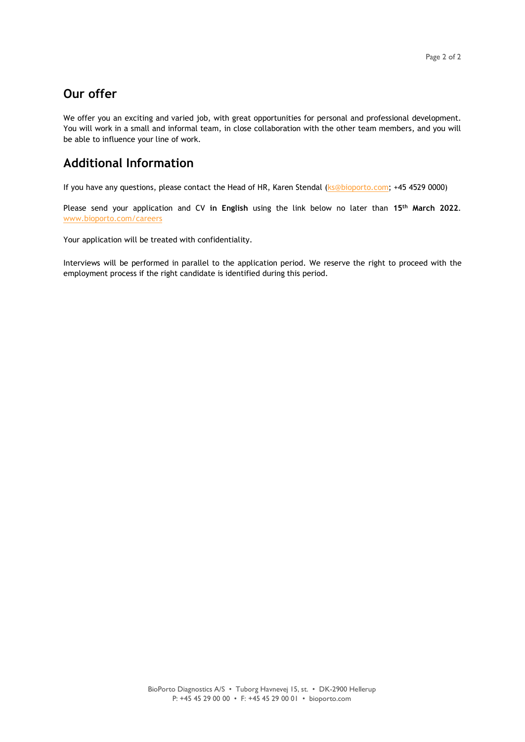## Our offer

We offer you an exciting and varied job, with great opportunities for personal and professional development. You will work in a small and informal team, in close collaboration with the other team members, and you will be able to influence your line of work.

## Additional Information

If you have any questions, please contact the Head of HR, Karen Stendal (ks@bioporto.com; +45 4529 0000)

Please send your application and CV **in English** using the link below no later than **15th March 2022**. www.bioporto.com/careers

Your application will be treated with confidentiality.

Interviews will be performed in parallel to the application period. We reserve the right to proceed with the employment process if the right candidate is identified during this period.

BioPorto Diagnostics A/S • Tuborg Havnevej 15, st. • DK-2900 Hellerup
P: +45 45 29 00 00 • F: +45 45 29 00 01 • bioporto.com